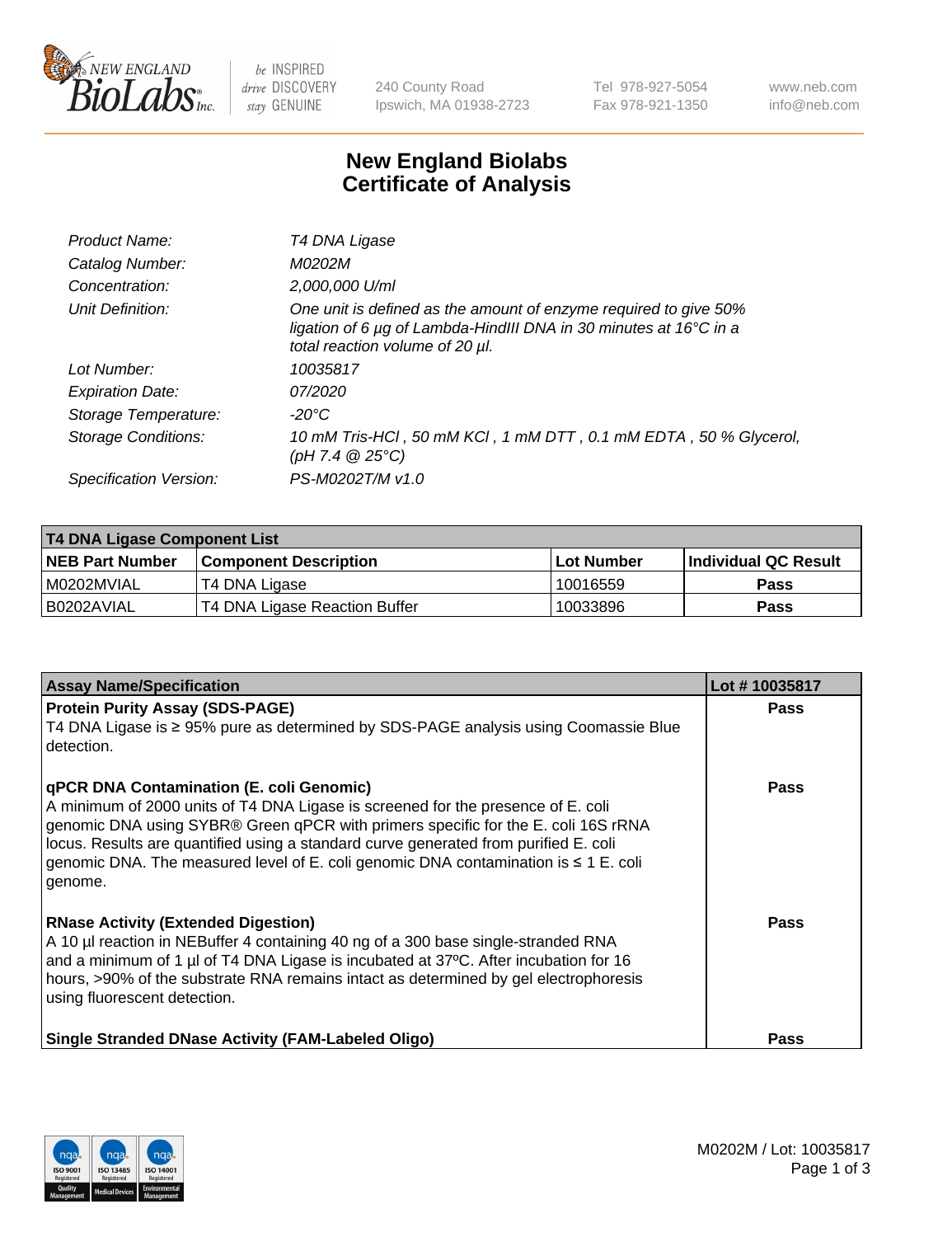# New England Biolabs Certificate of Analysis

| | |
|---|---|
| *Product Name:* | *T4 DNA Ligase* |
| *Catalog Number:* | *M0202M* |
| *Concentration:* | *2,000,000 U/ml* |
| *Unit Definition:* | *One unit is defined as the amount of enzyme required to give 50% ligation of 6 µg of Lambda-HindIII DNA in 30 minutes at 16°C in a total reaction volume of 20 µl.* |
| *Lot Number:* | *10035817* |
| *Expiration Date:* | *07/2020* |
| *Storage Temperature:* | *-20°C* |
| *Storage Conditions:* | *10 mM Tris-HCl , 50 mM KCl , 1 mM DTT , 0.1 mM EDTA , 50 % Glycerol, (pH 7.4 @ 25°C)* |
| *Specification Version:* | *PS-M0202T/M v1.0* |

| T4 DNA Ligase Component List | | | |
|---|---|---|---|
| **NEB Part Number** | **Component Description** | **Lot Number** | **Individual QC Result** |
| M0202MVIAL | T4 DNA Ligase | 10016559 | **Pass** |
| B0202AVIAL | T4 DNA Ligase Reaction Buffer | 10033896 | **Pass** |

| Assay Name/Specification | Lot # 10035817 |
|---|---|
| **Protein Purity Assay (SDS-PAGE)**<br>T4 DNA Ligase is ≥ 95% pure as determined by SDS-PAGE analysis using Coomassie Blue detection. | **Pass** |
| **qPCR DNA Contamination (E. coli Genomic)**<br>A minimum of 2000 units of T4 DNA Ligase is screened for the presence of E. coli genomic DNA using SYBR® Green qPCR with primers specific for the E. coli 16S rRNA locus. Results are quantified using a standard curve generated from purified E. coli genomic DNA. The measured level of E. coli genomic DNA contamination is ≤ 1 E. coli genome. | **Pass** |
| **RNase Activity (Extended Digestion)**<br>A 10 µl reaction in NEBuffer 4 containing 40 ng of a 300 base single-stranded RNA and a minimum of 1 µl of T4 DNA Ligase is incubated at 37ºC. After incubation for 16 hours, >90% of the substrate RNA remains intact as determined by gel electrophoresis using fluorescent detection. | **Pass** |
| **Single Stranded DNase Activity (FAM-Labeled Oligo)** | **Pass** |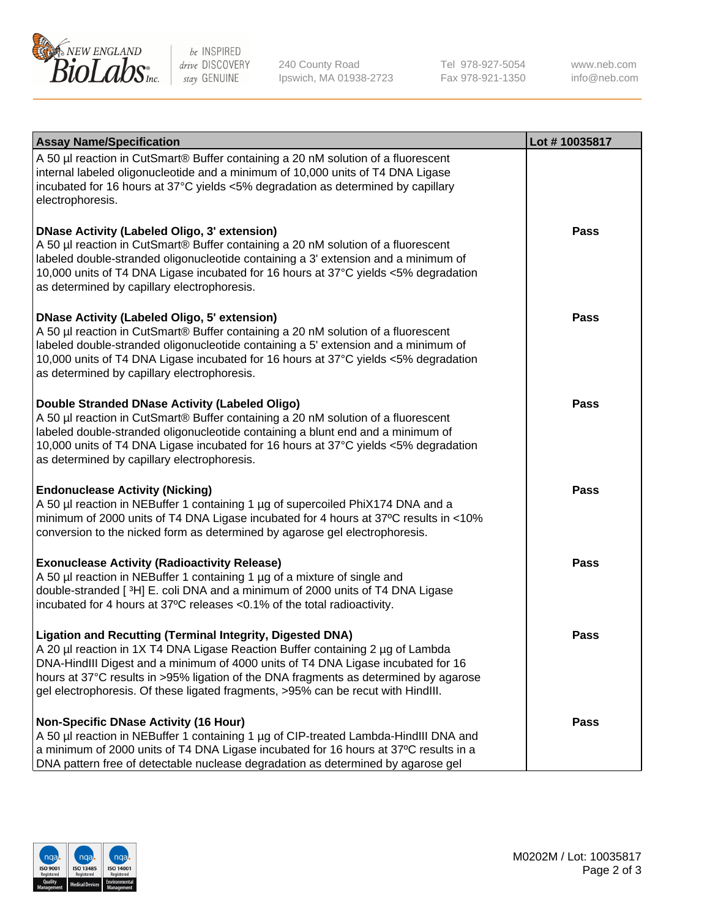| Assay Name/Specification | Lot # 10035817 |
|---|---|
| A 50 µl reaction in CutSmart® Buffer containing a 20 nM solution of a fluorescent internal labeled oligonucleotide and a minimum of 10,000 units of T4 DNA Ligase incubated for 16 hours at 37°C yields <5% degradation as determined by capillary electrophoresis. | |
| **DNase Activity (Labeled Oligo, 3' extension)**<br>A 50 µl reaction in CutSmart® Buffer containing a 20 nM solution of a fluorescent labeled double-stranded oligonucleotide containing a 3' extension and a minimum of 10,000 units of T4 DNA Ligase incubated for 16 hours at 37°C yields <5% degradation as determined by capillary electrophoresis. | **Pass** |
| **DNase Activity (Labeled Oligo, 5' extension)**<br>A 50 µl reaction in CutSmart® Buffer containing a 20 nM solution of a fluorescent labeled double-stranded oligonucleotide containing a 5' extension and a minimum of 10,000 units of T4 DNA Ligase incubated for 16 hours at 37°C yields <5% degradation as determined by capillary electrophoresis. | **Pass** |
| **Double Stranded DNase Activity (Labeled Oligo)**<br>A 50 µl reaction in CutSmart® Buffer containing a 20 nM solution of a fluorescent labeled double-stranded oligonucleotide containing a blunt end and a minimum of 10,000 units of T4 DNA Ligase incubated for 16 hours at 37°C yields <5% degradation as determined by capillary electrophoresis. | **Pass** |
| **Endonuclease Activity (Nicking)**<br>A 50 µl reaction in NEBuffer 1 containing 1 µg of supercoiled PhiX174 DNA and a minimum of 2000 units of T4 DNA Ligase incubated for 4 hours at 37ºC results in <10% conversion to the nicked form as determined by agarose gel electrophoresis. | **Pass** |
| **Exonuclease Activity (Radioactivity Release)**<br>A 50 µl reaction in NEBuffer 1 containing 1 µg of a mixture of single and double-stranded [ $^3$H] E. coli DNA and a minimum of 2000 units of T4 DNA Ligase incubated for 4 hours at 37ºC releases <0.1% of the total radioactivity. | **Pass** |
| **Ligation and Recutting (Terminal Integrity, Digested DNA)**<br>A 20 µl reaction in 1X T4 DNA Ligase Reaction Buffer containing 2 µg of Lambda DNA-HindIII Digest and a minimum of 4000 units of T4 DNA Ligase incubated for 16 hours at 37°C results in >95% ligation of the DNA fragments as determined by agarose gel electrophoresis. Of these ligated fragments, >95% can be recut with HindIII. | **Pass** |
| **Non-Specific DNase Activity (16 Hour)**<br>A 50 µl reaction in NEBuffer 1 containing 1 µg of CIP-treated Lambda-HindIII DNA and a minimum of 2000 units of T4 DNA Ligase incubated for 16 hours at 37ºC results in a DNA pattern free of detectable nuclease degradation as determined by agarose gel | **Pass** |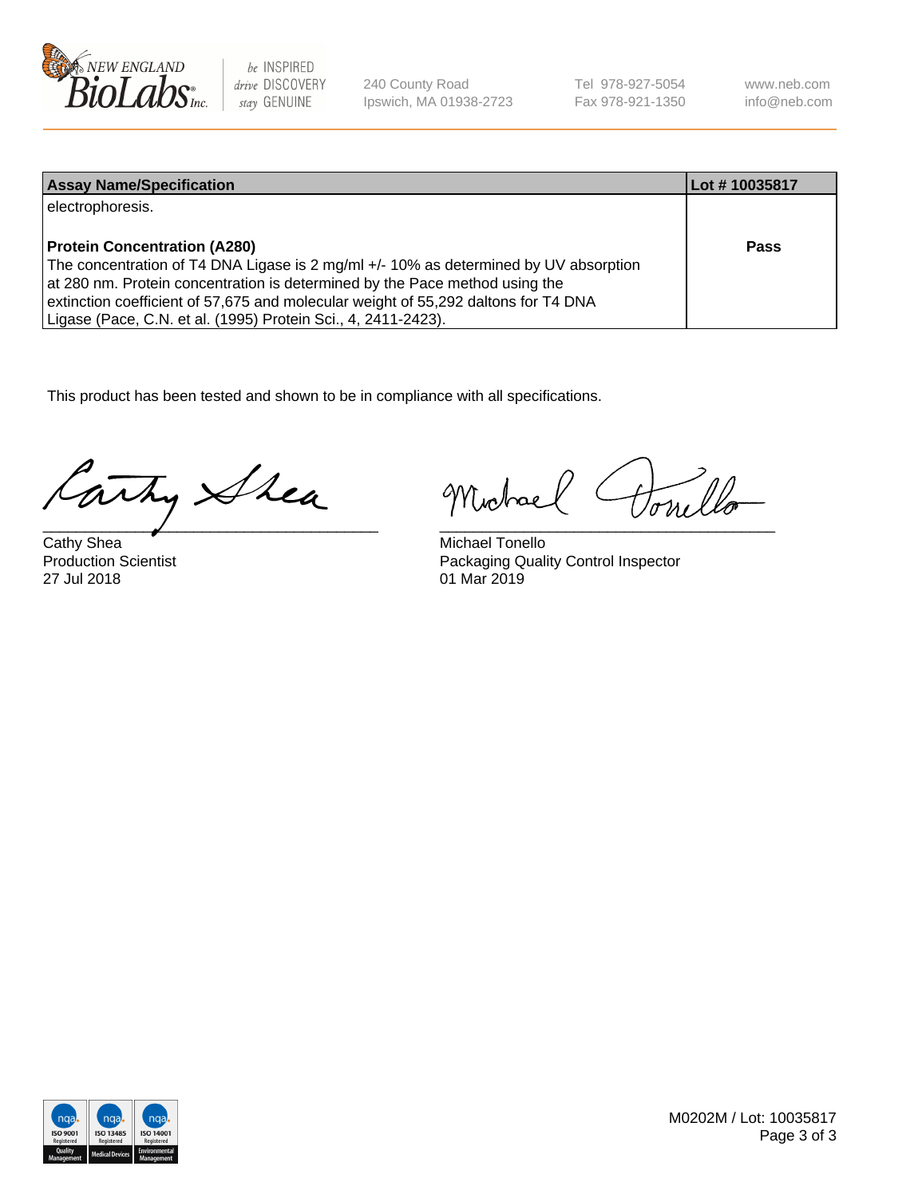| Assay Name/Specification | Lot # 10035817 |
|---|---|
| electrophoresis. | |
| **Protein Concentration (A280)**<br>The concentration of T4 DNA Ligase is 2 mg/ml +/- 10% as determined by UV absorption at 280 nm. Protein concentration is determined by the Pace method using the extinction coefficient of 57,675 and molecular weight of 55,292 daltons for T4 DNA Ligase (Pace, C.N. et al. (1995) Protein Sci., 4, 2411-2423). | **Pass** |

This product has been tested and shown to be in compliance with all specifications.

Cathy Shea
Production Scientist
27 Jul 2018

Michael Tonello
Packaging Quality Control Inspector
01 Mar 2019

M0202M / Lot: 10035817